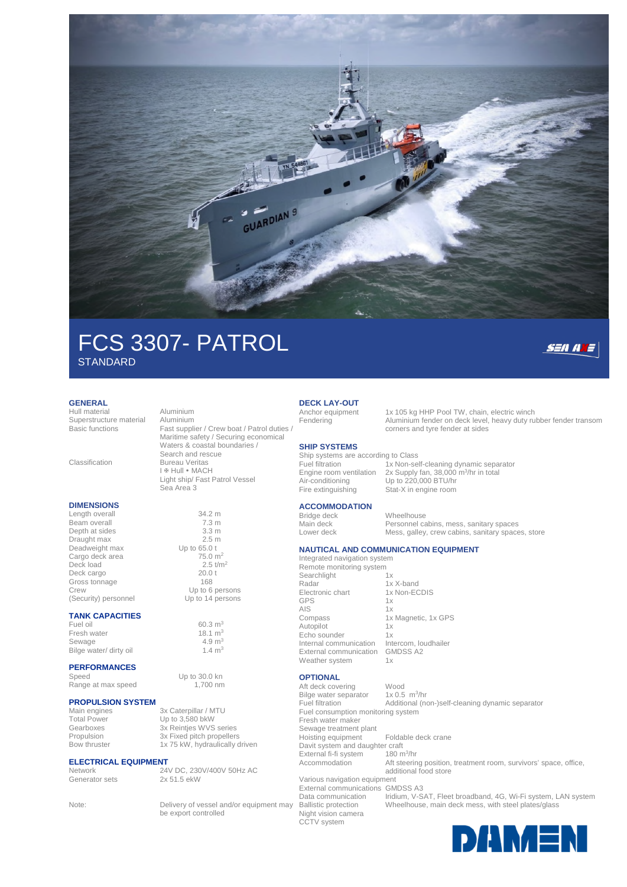# FCS 3307- PATROL

STANDARD

## GENERAL

| | |
|---|---|
| Hull material | Aluminium |
| Superstructure material | Aluminium |
| Basic functions | Fast supplier / Crew boat / Patrol duties / Maritime safety / Securing economical Waters & coastal boundaries / Search and rescue |
| Classification | Bureau Veritas<br>I ✠ Hull • MACH<br>Light ship/ Fast Patrol Vessel<br>Sea Area 3 |

## DIMENSIONS

| | |
|---|---|
| Length overall | 34.2 m |
| Beam overall | 7.3 m |
| Depth at sides | 3.3 m |
| Draught max | 2.5 m |
| Deadweight max | Up to 65.0 t |
| Cargo deck area | 75.0 $m^2$ |
| Deck load | 2.5 $t/m^2$ |
| Deck cargo | 20.0 t |
| Gross tonnage | 168 |
| Crew | Up to 6 persons |
| (Security) personnel | Up to 14 persons |

## TANK CAPACITIES

| | |
|---|---|
| Fuel oil | 60.3 $m^3$ |
| Fresh water | 18.1 $m^3$ |
| Sewage | 4.9 $m^3$ |
| Bilge water/ dirty oil | 1.4 $m^3$ |

## PERFORMANCES

| | |
|---|---|
| Speed | Up to 30.0 kn |
| Range at max speed | 1,700 nm |

## PROPULSION SYSTEM

| | |
|---|---|
| Main engines | 3x Caterpillar / MTU |
| Total Power | Up to 3,580 bkW |
| Gearboxes | 3x Reintjes WVS series |
| Propulsion | 3x Fixed pitch propellers |
| Bow thruster | 1x 75 kW, hydraulically driven |

## ELECTRICAL EQUIPMENT

| | |
|---|---|
| Network | 24V DC, 230V/400V 50Hz AC |
| Generator sets | 2x 51.5 ekW |

| | |
|---|---|
| Note: | Delivery of vessel and/or equipment may be export controlled |

## DECK LAY-OUT

| | |
|---|---|
| Anchor equipment | 1x 105 kg HHP Pool TW, chain, electric winch |
| Fendering | Aluminium fender on deck level, heavy duty rubber fender transom corners and tyre fender at sides |

## SHIP SYSTEMS

Ship systems are according to Class

| | |
|---|---|
| Fuel filtration | 1x Non-self-cleaning dynamic separator |
| Engine room ventilation | 2x Supply fan, 38,000 $m^3$/hr in total |
| Air-conditioning | Up to 220,000 BTU/hr |
| Fire extinguishing | Stat-X in engine room |

## ACCOMMODATION

| | |
|---|---|
| Bridge deck | Wheelhouse |
| Main deck | Personnel cabins, mess, sanitary spaces |
| Lower deck | Mess, galley, crew cabins, sanitary spaces, store |

## NAUTICAL AND COMMUNICATION EQUIPMENT

Integrated navigation system

Remote monitoring system

| | |
|---|---|
| Searchlight | 1x |
| Radar | 1x X-band |
| Electronic chart | 1x Non-ECDIS |
| GPS | 1x |
| AIS | 1x |
| Compass | 1x Magnetic, 1x GPS |
| Autopilot | 1x |
| Echo sounder | 1x |
| Internal communication | Intercom, loudhailer |
| External communication | GMDSS A2 |
| Weather system | 1x |

## OPTIONAL

| | |
|---|---|
| Aft deck covering | Wood |
| Bilge water separator | 1x 0.5 $m^3$/hr |
| Fuel filtration | Additional (non-)self-cleaning dynamic separator |
| Fuel consumption monitoring system | |
| Fresh water maker | |
| Sewage treatment plant | |
| Hoisting equipment | Foldable deck crane |
| Davit system and daughter craft | |
| External fi-fi system | 180 $m^3$/hr |
| Accommodation | Aft steering position, treatment room, survivors' space, office, additional food store |
| Various navigation equipment | |
| External communications | GMDSS A3 |
| Data communication | Iridium, V-SAT, Fleet broadband, 4G, Wi-Fi system, LAN system |
| Ballistic protection | Wheelhouse, main deck mess, with steel plates/glass |
| Night vision camera | |
| CCTV system | |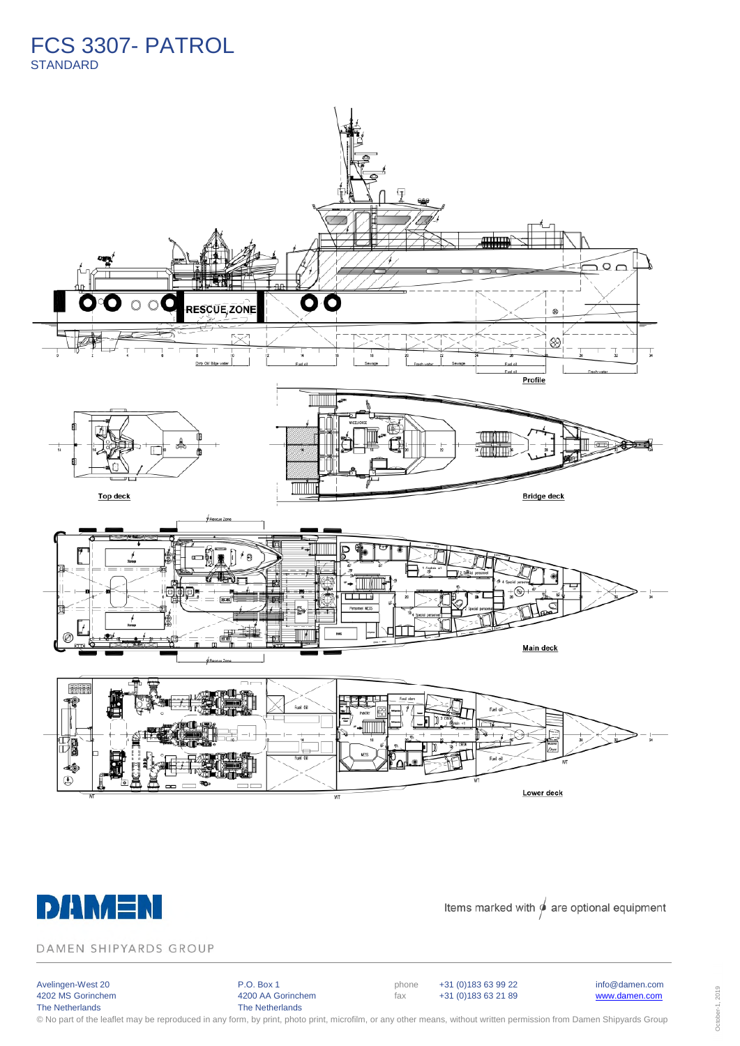# FCS 3307- PATROL

STANDARD

Profile

Top deck

Bridge deck

Main deck

Lower deck

Items marked with ⌀ are optional equipment

DAMEN SHIPYARDS GROUP

Avelingen-West 20
4202 MS Gorinchem
The Netherlands

P.O. Box 1
4200 AA Gorinchem
The Netherlands

phone +31 (0)183 63 99 22
fax +31 (0)183 63 21 89

info@damen.com
www.damen.com

© No part of the leaflet may be reproduced in any form, by print, photo print, microfilm, or any other means, without written permission from Damen Shipyards Group

October-1, 2019